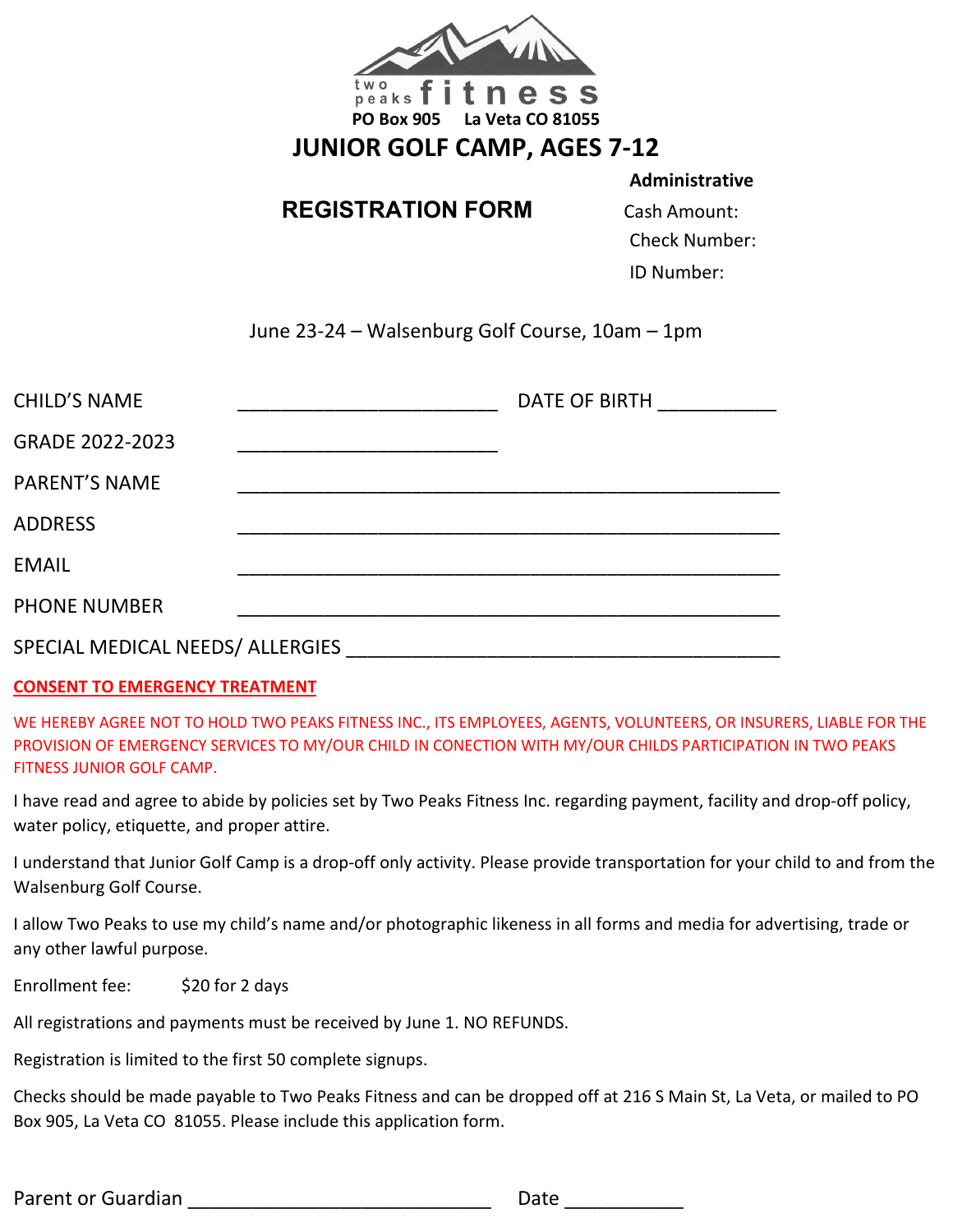two peaks fitness

PO Box 905 La Veta CO 81055

# JUNIOR GOLF CAMP, AGES 7-12

## REGISTRATION FORM

**Administrative**

Cash Amount:

Check Number:

ID Number:

June 23-24 – Walsenburg Golf Course, 10am – 1pm

CHILD'S NAME ________________________ DATE OF BIRTH ___________

GRADE 2022-2023 ________________________

PARENT'S NAME __________________________________________________

ADDRESS __________________________________________________

EMAIL __________________________________________________

PHONE NUMBER __________________________________________________

SPECIAL MEDICAL NEEDS/ ALLERGIES ________________________________________

**CONSENT TO EMERGENCY TREATMENT**

WE HEREBY AGREE NOT TO HOLD TWO PEAKS FITNESS INC., ITS EMPLOYEES, AGENTS, VOLUNTEERS, OR INSURERS, LIABLE FOR THE PROVISION OF EMERGENCY SERVICES TO MY/OUR CHILD IN CONECTION WITH MY/OUR CHILDS PARTICIPATION IN TWO PEAKS FITNESS JUNIOR GOLF CAMP.

I have read and agree to abide by policies set by Two Peaks Fitness Inc. regarding payment, facility and drop-off policy, water policy, etiquette, and proper attire.

I understand that Junior Golf Camp is a drop-off only activity. Please provide transportation for your child to and from the Walsenburg Golf Course.

I allow Two Peaks to use my child's name and/or photographic likeness in all forms and media for advertising, trade or any other lawful purpose.

Enrollment fee: $20 for 2 days

All registrations and payments must be received by June 1. NO REFUNDS.

Registration is limited to the first 50 complete signups.

Checks should be made payable to Two Peaks Fitness and can be dropped off at 216 S Main St, La Veta, or mailed to PO Box 905, La Veta CO 81055. Please include this application form.

Parent or Guardian ____________________________ Date ___________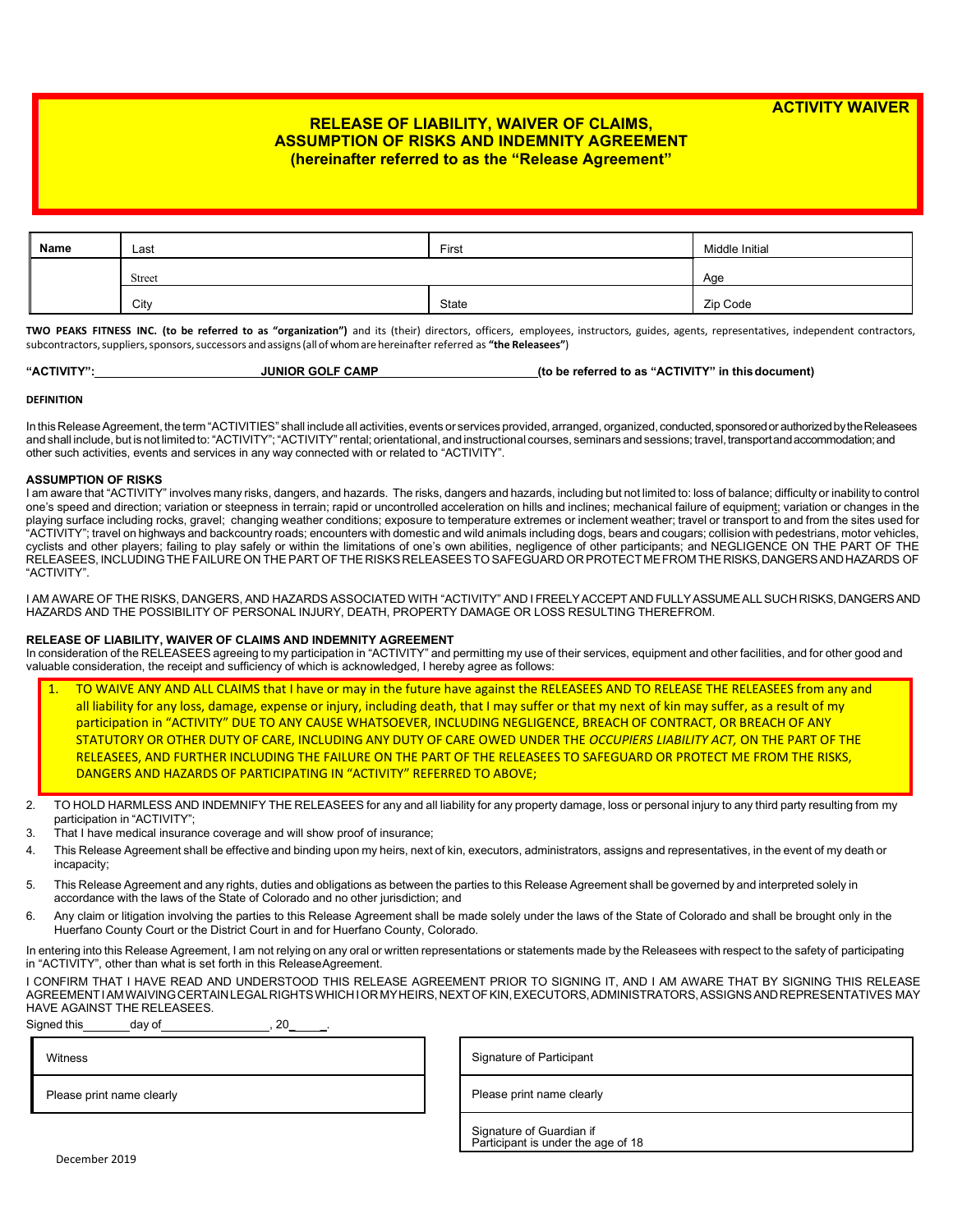**ACTIVITY WAIVER**

## RELEASE OF LIABILITY, WAIVER OF CLAIMS, ASSUMPTION OF RISKS AND INDEMNITY AGREEMENT
### (hereinafter referred to as the "Release Agreement")

| Name | Last | First | Middle Initial |
|---|---|---|---|
| | Street | | Age |
| | City | State | Zip Code |

**TWO PEAKS FITNESS INC. (to be referred to as "organization")** and its (their) directors, officers, employees, instructors, guides, agents, representatives, independent contractors, subcontractors, suppliers, sponsors, successors and assigns (all of whom are hereinafter referred to as **"the Releasees"**)

**"ACTIVITY": JUNIOR GOLF CAMP (to be referred to as "ACTIVITY" in this document)**

**DEFINITION**

In this Release Agreement, the term "ACTIVITIES" shall include all activities, events or services provided, arranged, organized, conducted, sponsored or authorized by the Releasees and shall include, but is not limited to: "ACTIVITY"; "ACTIVITY" rental; orientational, and instructional courses, seminars and sessions; travel, transport and accommodation; and other such activities, events and services in any way connected with or related to "ACTIVITY".

**ASSUMPTION OF RISKS**

I am aware that "ACTIVITY" involves many risks, dangers, and hazards. The risks, dangers and hazards, including but not limited to: loss of balance; difficulty or inability to control one's speed and direction; variation or steepness in terrain; rapid or uncontrolled acceleration on hills and inclines; mechanical failure of equipment; variation or changes in the playing surface including rocks, gravel; changing weather conditions; exposure to temperature extremes or inclement weather; travel or transport to and from the sites used for "ACTIVITY"; travel on highways and backcountry roads; encounters with domestic and wild animals including dogs, bears and cougars; collision with pedestrians, motor vehicles, cyclists and other players; failing to play safely or within the limitations of one's own abilities, negligence of other participants; and NEGLIGENCE ON THE PART OF THE RELEASEES, INCLUDING THE FAILURE ON THE PART OF THE RISKS RELEASEES TO SAFEGUARD OR PROTECT ME FROM THE RISKS, DANGERS AND HAZARDS OF "ACTIVITY".

I AM AWARE OF THE RISKS, DANGERS, AND HAZARDS ASSOCIATED WITH "ACTIVITY" AND I FREELY ACCEPT AND FULLY ASSUME ALL SUCH RISKS, DANGERS AND HAZARDS AND THE POSSIBILITY OF PERSONAL INJURY, DEATH, PROPERTY DAMAGE OR LOSS RESULTING THEREFROM.

**RELEASE OF LIABILITY, WAIVER OF CLAIMS AND INDEMNITY AGREEMENT**

In consideration of the RELEASEES agreeing to my participation in "ACTIVITY" and permitting my use of their services, equipment and other facilities, and for other good and valuable consideration, the receipt and sufficiency of which is acknowledged, I hereby agree as follows:

1. TO WAIVE ANY AND ALL CLAIMS that I have or may in the future have against the RELEASEES AND TO RELEASE THE RELEASEES from any and all liability for any loss, damage, expense or injury, including death, that I may suffer or that my next of kin may suffer, as a result of my participation in "ACTIVITY" DUE TO ANY CAUSE WHATSOEVER, INCLUDING NEGLIGENCE, BREACH OF CONTRACT, OR BREACH OF ANY STATUTORY OR OTHER DUTY OF CARE, INCLUDING ANY DUTY OF CARE OWED UNDER THE *OCCUPIERS LIABILITY ACT,* ON THE PART OF THE RELEASEES, AND FURTHER INCLUDING THE FAILURE ON THE PART OF THE RELEASEES TO SAFEGUARD OR PROTECT ME FROM THE RISKS, DANGERS AND HAZARDS OF PARTICIPATING IN "ACTIVITY" REFERRED TO ABOVE;
2. TO HOLD HARMLESS AND INDEMNIFY THE RELEASEES for any and all liability for any property damage, loss or personal injury to any third party resulting from my participation in "ACTIVITY";
3. That I have medical insurance coverage and will show proof of insurance;
4. This Release Agreement shall be effective and binding upon my heirs, next of kin, executors, administrators, assigns and representatives, in the event of my death or incapacity;
5. This Release Agreement and any rights, duties and obligations as between the parties to this Release Agreement shall be governed by and interpreted solely in accordance with the laws of the State of Colorado and no other jurisdiction; and
6. Any claim or litigation involving the parties to this Release Agreement shall be made solely under the laws of the State of Colorado and shall be brought only in the Huerfano County Court or the District Court in and for Huerfano County, Colorado.

In entering into this Release Agreement, I am not relying on any oral or written representations or statements made by the Releasees with respect to the safety of participating in "ACTIVITY", other than what is set forth in this Release Agreement.

I CONFIRM THAT I HAVE READ AND UNDERSTOOD THIS RELEASE AGREEMENT PRIOR TO SIGNING IT, AND I AM AWARE THAT BY SIGNING THIS RELEASE AGREEMENT I AM WAIVING CERTAIN LEGAL RIGHTS WHICH I OR MY HEIRS, NEXT OF KIN, EXECUTORS, ADMINISTRATORS, ASSIGNS AND REPRESENTATIVES MAY HAVE AGAINST THE RELEASEES.

Signed this_______day of________________, 20_____.

| | |
|---|---|
| Witness | Signature of Participant |
| Please print name clearly | Please print name clearly |
| | Signature of Guardian if Participant is under the age of 18 |

December 2019